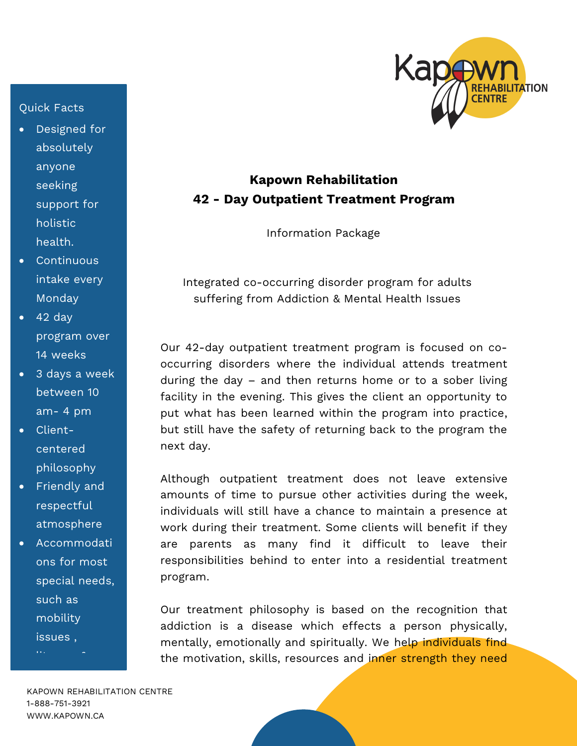# Kapown Rehabilitation
# 42 - Day Outpatient Treatment Program

Information Package

Integrated co-occurring disorder program for adults suffering from Addiction & Mental Health Issues

Our 42-day outpatient treatment program is focused on co-occurring disorders where the individual attends treatment during the day – and then returns home or to a sober living facility in the evening. This gives the client an opportunity to put what has been learned within the program into practice, but still have the safety of returning back to the program the next day.

Although outpatient treatment does not leave extensive amounts of time to pursue other activities during the week, individuals will still have a chance to maintain a presence at work during their treatment. Some clients will benefit if they are parents as many find it difficult to leave their responsibilities behind to enter into a residential treatment program.

Our treatment philosophy is based on the recognition that addiction is a disease which effects a person physically, mentally, emotionally and spiritually. We help individuals find the motivation, skills, resources and inner strength they need

## Quick Facts

- Designed for absolutely anyone seeking support for holistic health.
- Continuous intake every Monday
- 42 day program over 14 weeks
- 3 days a week between 10 am- 4 pm
- Client-centered philosophy
- Friendly and respectful atmosphere
- Accommodations for most special needs, such as mobility issues ,

KAPOWN REHABILITATION CENTRE
1-888-751-3921
WWW.KAPOWN.CA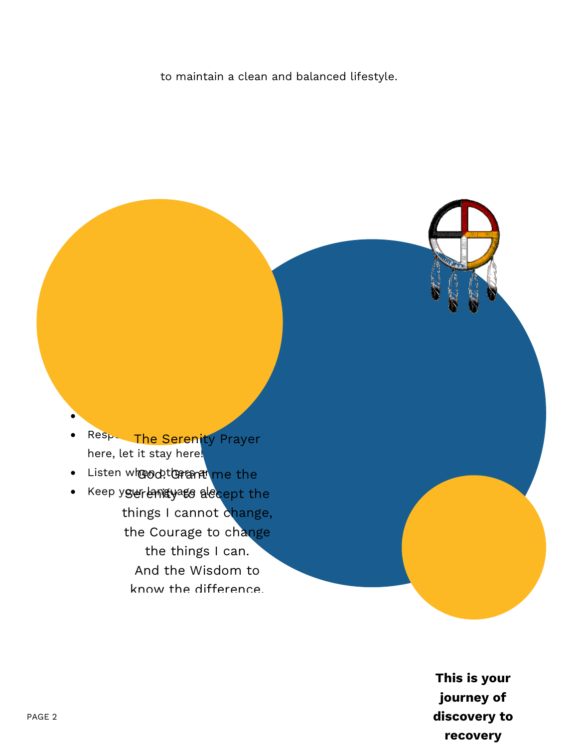to maintain a clean and balanced lifestyle.

- 
- Resp... here, let it stay here!
- Listen when others ar...
- Keep your language cle...

The Serenity Prayer

God. Grant me the Serenity to accept the things I cannot change, the Courage to change the things I can. And the Wisdom to know the difference.

**This is your journey of discovery to recovery**